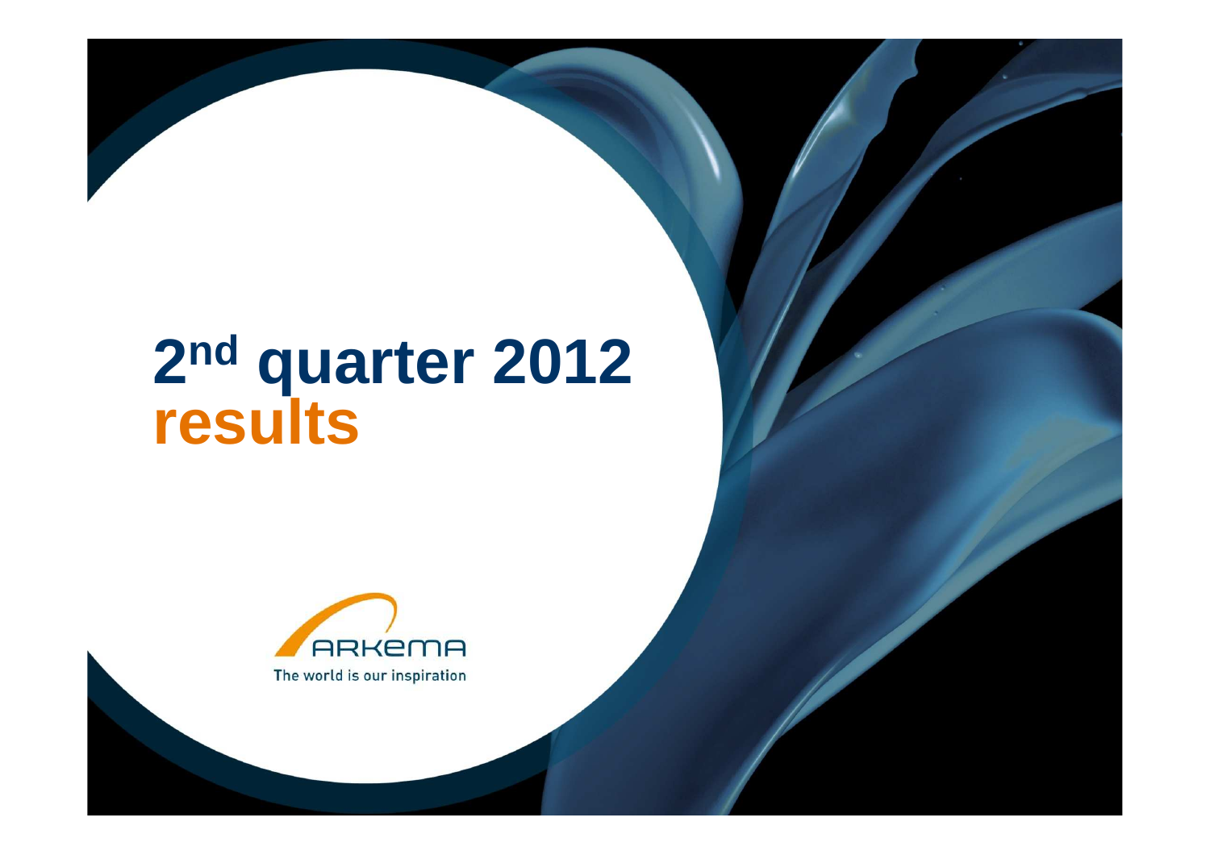# 2nd quarter 2012 results

ARKEMA

The world is our inspiration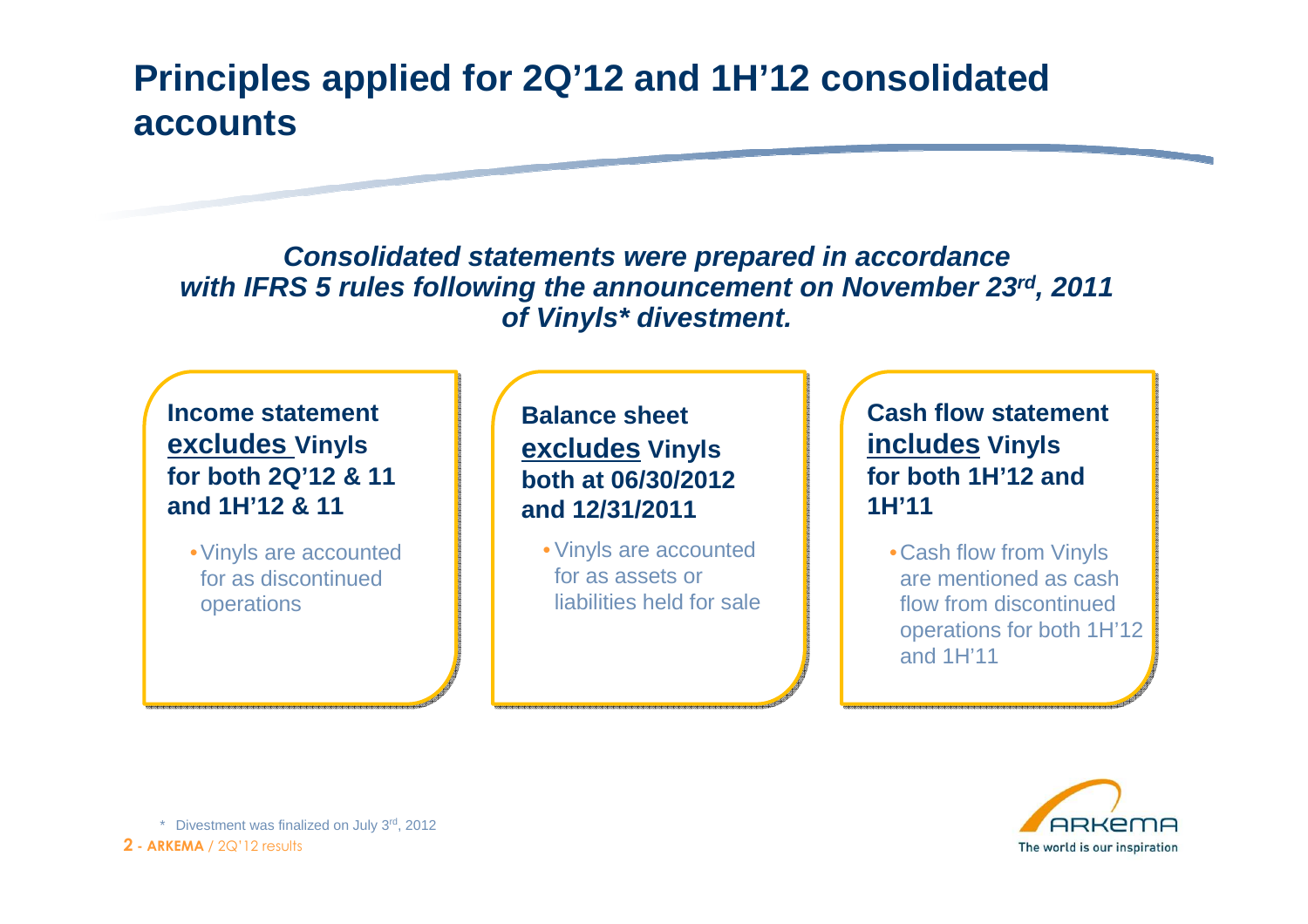# Principles applied for 2Q'12 and 1H'12 consolidated accounts

***Consolidated statements were prepared in accordance with IFRS 5 rules following the announcement on November 23rd, 2011 of Vinyls\* divestment.***

**Income statement <u>excludes</u> Vinyls for both 2Q'12 & 11 and 1H'12 & 11**

- Vinyls are accounted for as discontinued operations

**Balance sheet <u>excludes</u> Vinyls both at 06/30/2012 and 12/31/2011**

- Vinyls are accounted for as assets or liabilities held for sale

**Cash flow statement <u>includes</u> Vinyls for both 1H'12 and 1H'11**

- Cash flow from Vinyls are mentioned as cash flow from discontinued operations for both 1H'12 and 1H'11

\* Divestment was finalized on July 3rd, 2012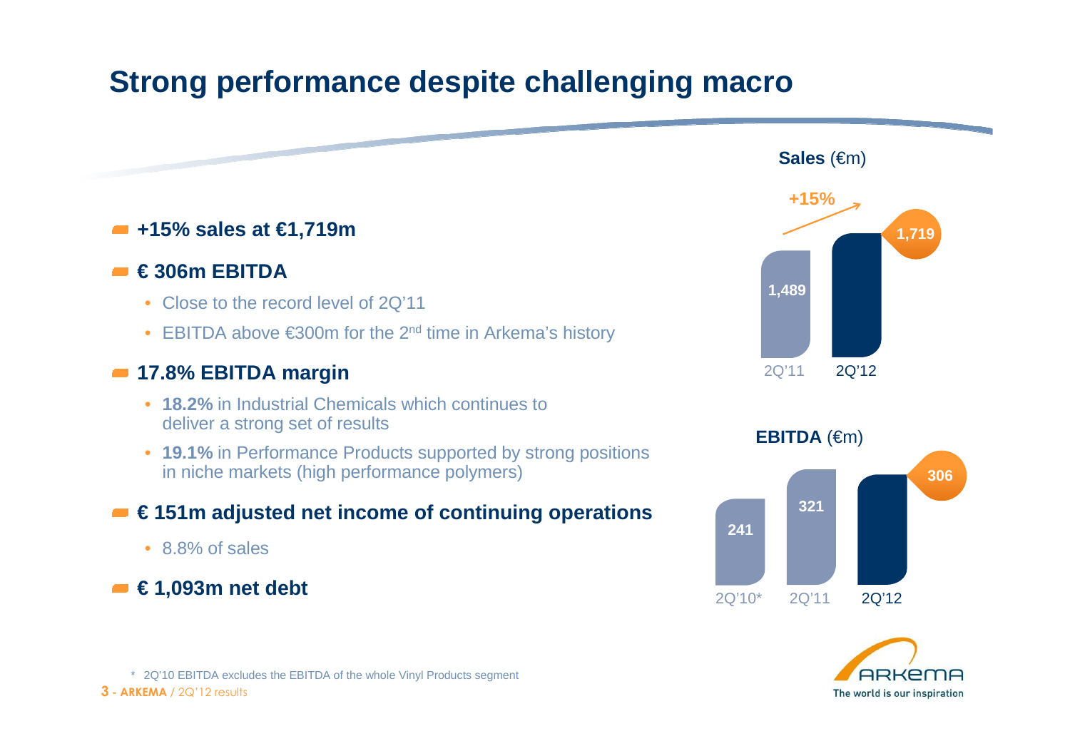# Strong performance despite challenging macro

- **+15% sales at €1,719m**
- **€ 306m EBITDA**
  - Close to the record level of 2Q'11
  - EBITDA above €300m for the 2nd time in Arkema's history
- **17.8% EBITDA margin**
  - **18.2%** in Industrial Chemicals which continues to deliver a strong set of results
  - **19.1%** in Performance Products supported by strong positions in niche markets (high performance polymers)
- **€ 151m adjusted net income of continuing operations**
  - 8.8% of sales
- **€ 1,093m net debt**

**Sales** (€m)

+15%

| 2Q'11 | 2Q'12 |
| --- | --- |
| 1,489 | 1,719 |

**EBITDA** (€m)

| 2Q'10* | 2Q'11 | 2Q'12 |
| --- | --- | --- |
| 241 | 321 | 306 |

\* 2Q'10 EBITDA excludes the EBITDA of the whole Vinyl Products segment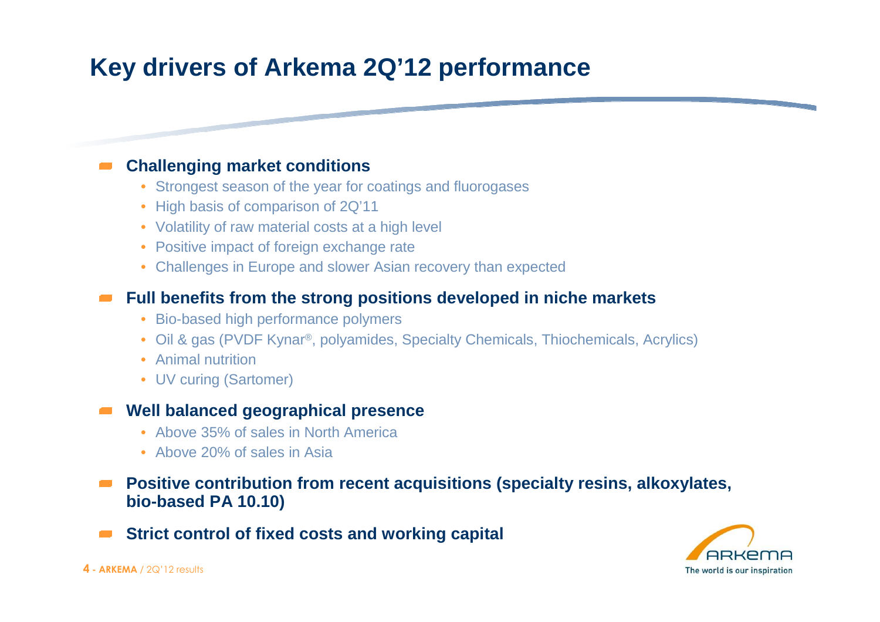# Key drivers of Arkema 2Q'12 performance

- **Challenging market conditions**
  - Strongest season of the year for coatings and fluorogases
  - High basis of comparison of 2Q'11
  - Volatility of raw material costs at a high level
  - Positive impact of foreign exchange rate
  - Challenges in Europe and slower Asian recovery than expected
- **Full benefits from the strong positions developed in niche markets**
  - Bio-based high performance polymers
  - Oil & gas (PVDF Kynar®, polyamides, Specialty Chemicals, Thiochemicals, Acrylics)
  - Animal nutrition
  - UV curing (Sartomer)
- **Well balanced geographical presence**
  - Above 35% of sales in North America
  - Above 20% of sales in Asia
- **Positive contribution from recent acquisitions (specialty resins, alkoxylates, bio-based PA 10.10)**
- **Strict control of fixed costs and working capital**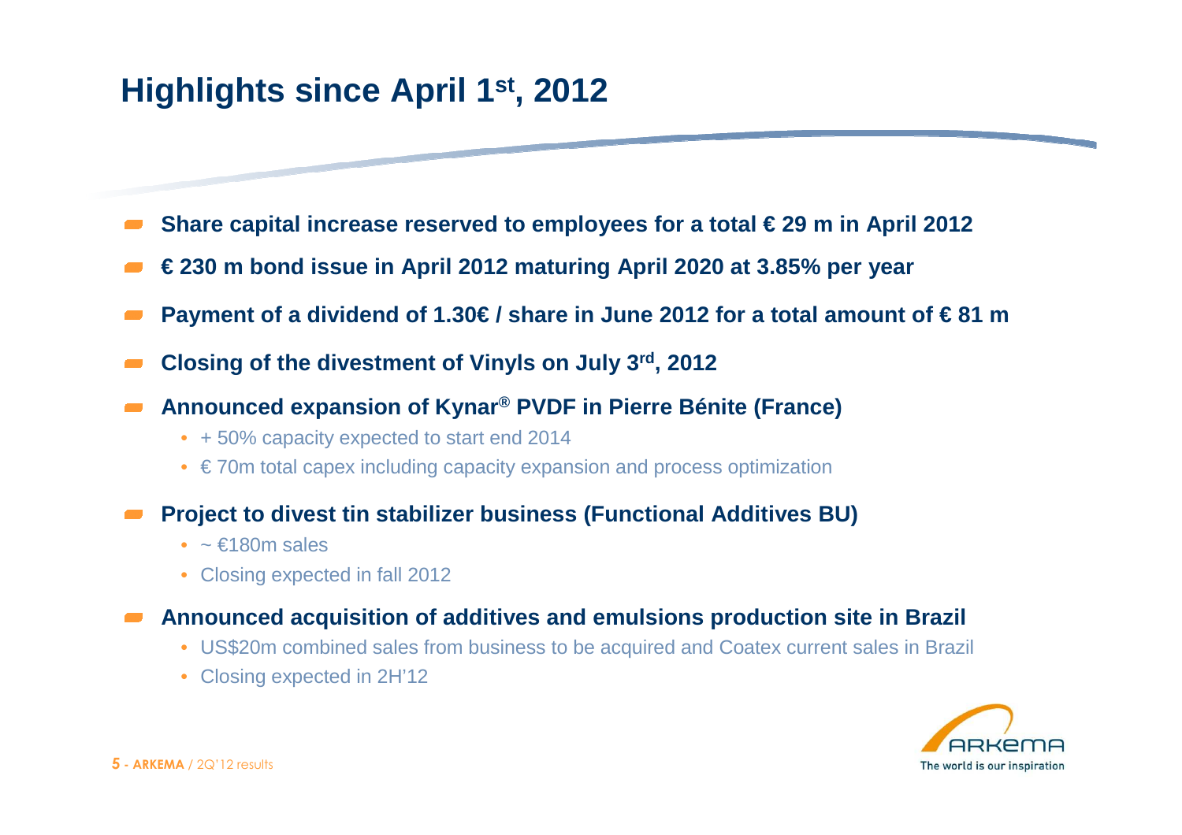# Highlights since April 1st, 2012

- **Share capital increase reserved to employees for a total € 29 m in April 2012**
- **€ 230 m bond issue in April 2012 maturing April 2020 at 3.85% per year**
- **Payment of a dividend of 1.30€ / share in June 2012 for a total amount of € 81 m**
- **Closing of the divestment of Vinyls on July 3rd, 2012**
- **Announced expansion of Kynar® PVDF in Pierre Bénite (France)**
  - + 50% capacity expected to start end 2014
  - € 70m total capex including capacity expansion and process optimization
- **Project to divest tin stabilizer business (Functional Additives BU)**
  - ~ €180m sales
  - Closing expected in fall 2012
- **Announced acquisition of additives and emulsions production site in Brazil**
  - US$20m combined sales from business to be acquired and Coatex current sales in Brazil
  - Closing expected in 2H'12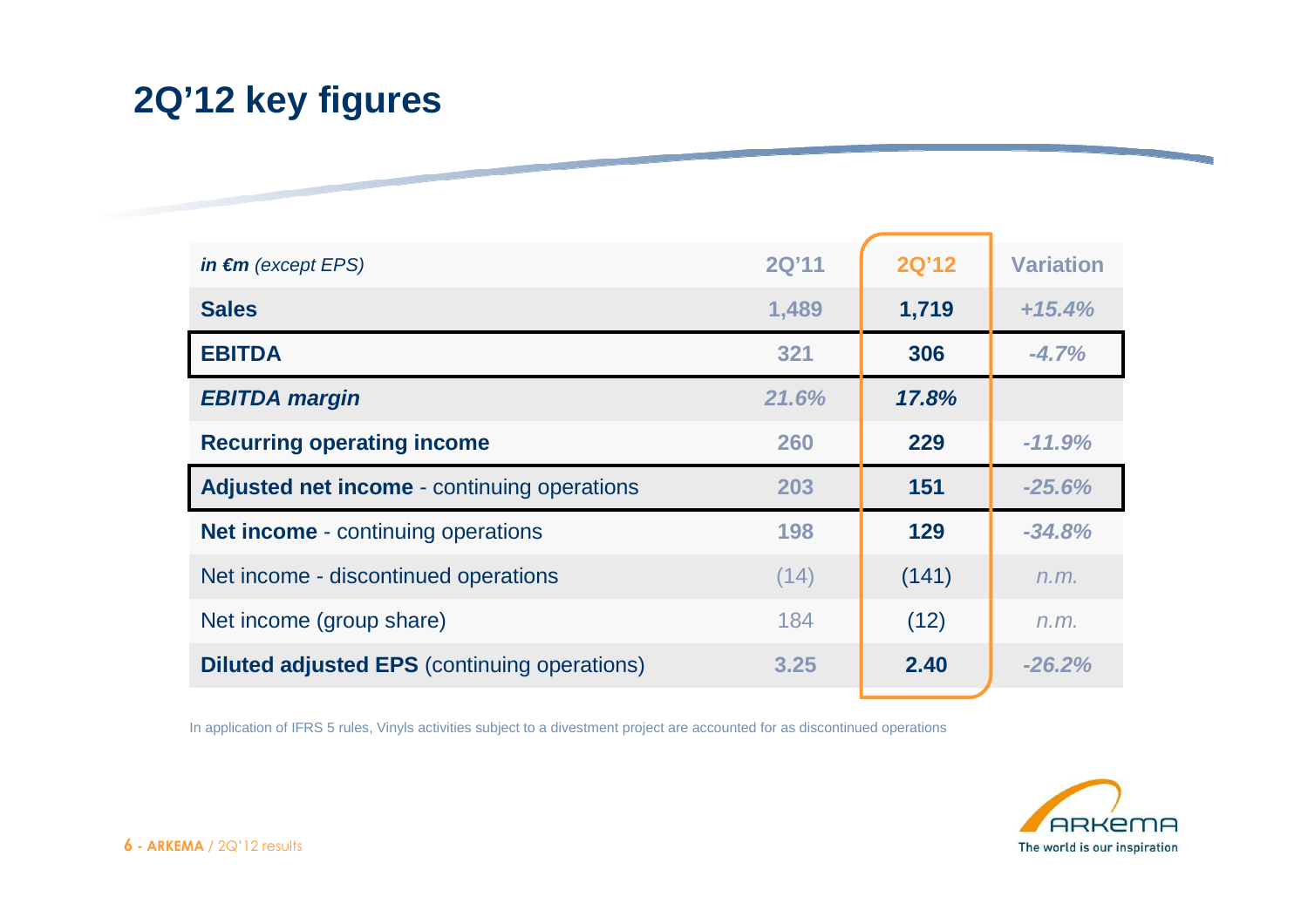# 2Q'12 key figures

| *in €m (except EPS)* | 2Q'11 | 2Q'12 | Variation |
|---|---|---|---|
| **Sales** | 1,489 | **1,719** | *+15.4%* |
| **EBITDA** | 321 | **306** | *-4.7%* |
| ***EBITDA margin*** | *21.6%* | ***17.8%*** | |
| **Recurring operating income** | 260 | **229** | *-11.9%* |
| **Adjusted net income** - continuing operations | 203 | **151** | *-25.6%* |
| **Net income** - continuing operations | 198 | **129** | *-34.8%* |
| Net income - discontinued operations | (14) | (141) | *n.m.* |
| Net income (group share) | 184 | (12) | *n.m.* |
| **Diluted adjusted EPS** (continuing operations) | 3.25 | **2.40** | *-26.2%* |

In application of IFRS 5 rules, Vinyls activities subject to a divestment project are accounted for as discontinued operations

ARKEMA
The world is our inspiration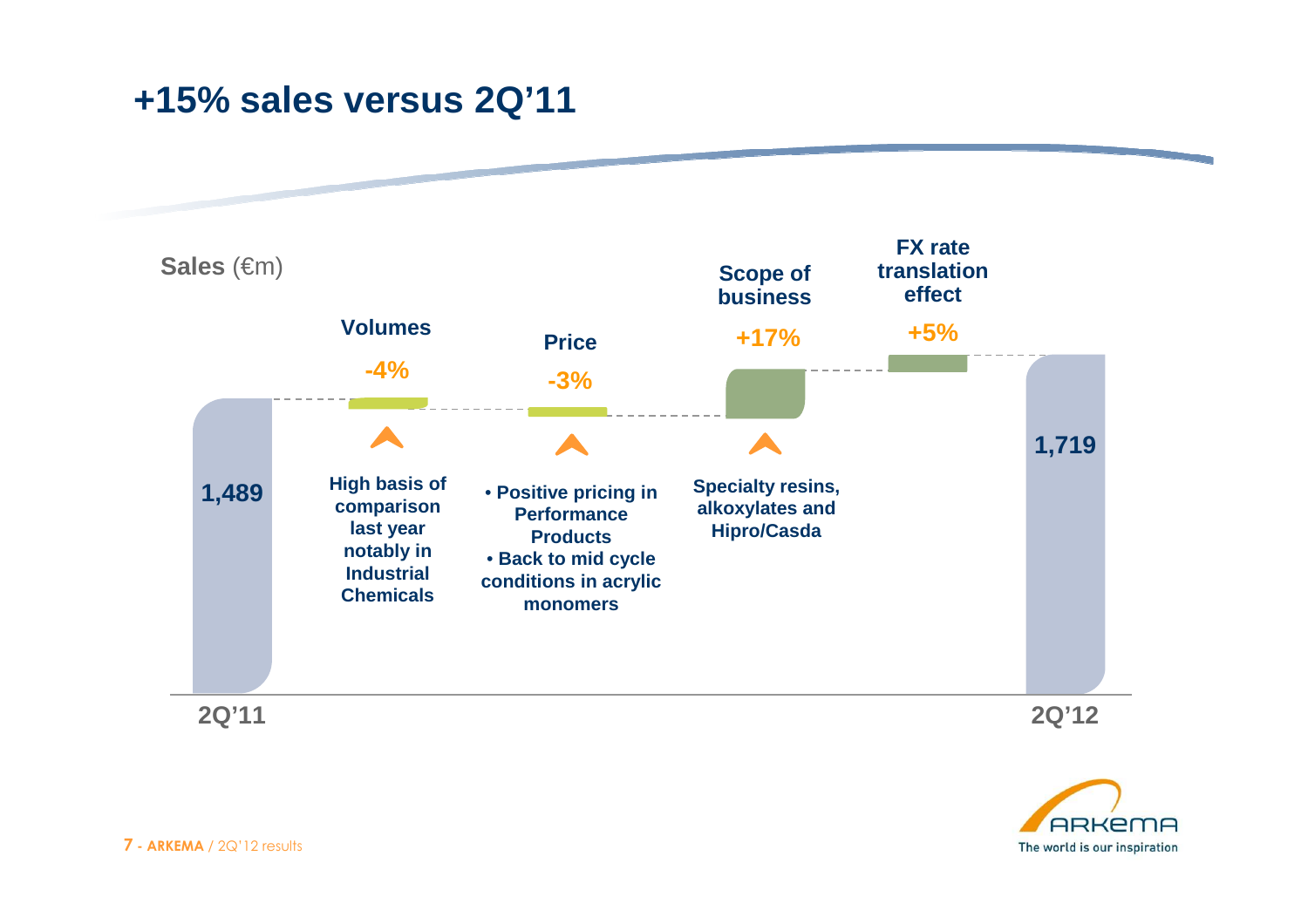# +15% sales versus 2Q'11

**Sales** (€m)

| | 2Q'11 | Volumes | Price | Scope of business | FX rate translation effect | 2Q'12 |
|---|---|---|---|---|---|---|
| Value | 1,489 | -4% | -3% | +17% | +5% | 1,719 |
| Comment | | High basis of comparison last year notably in Industrial Chemicals | • Positive pricing in Performance Products<br>• Back to mid cycle conditions in acrylic monomers | Specialty resins, alkoxylates and Hipro/Casda | | |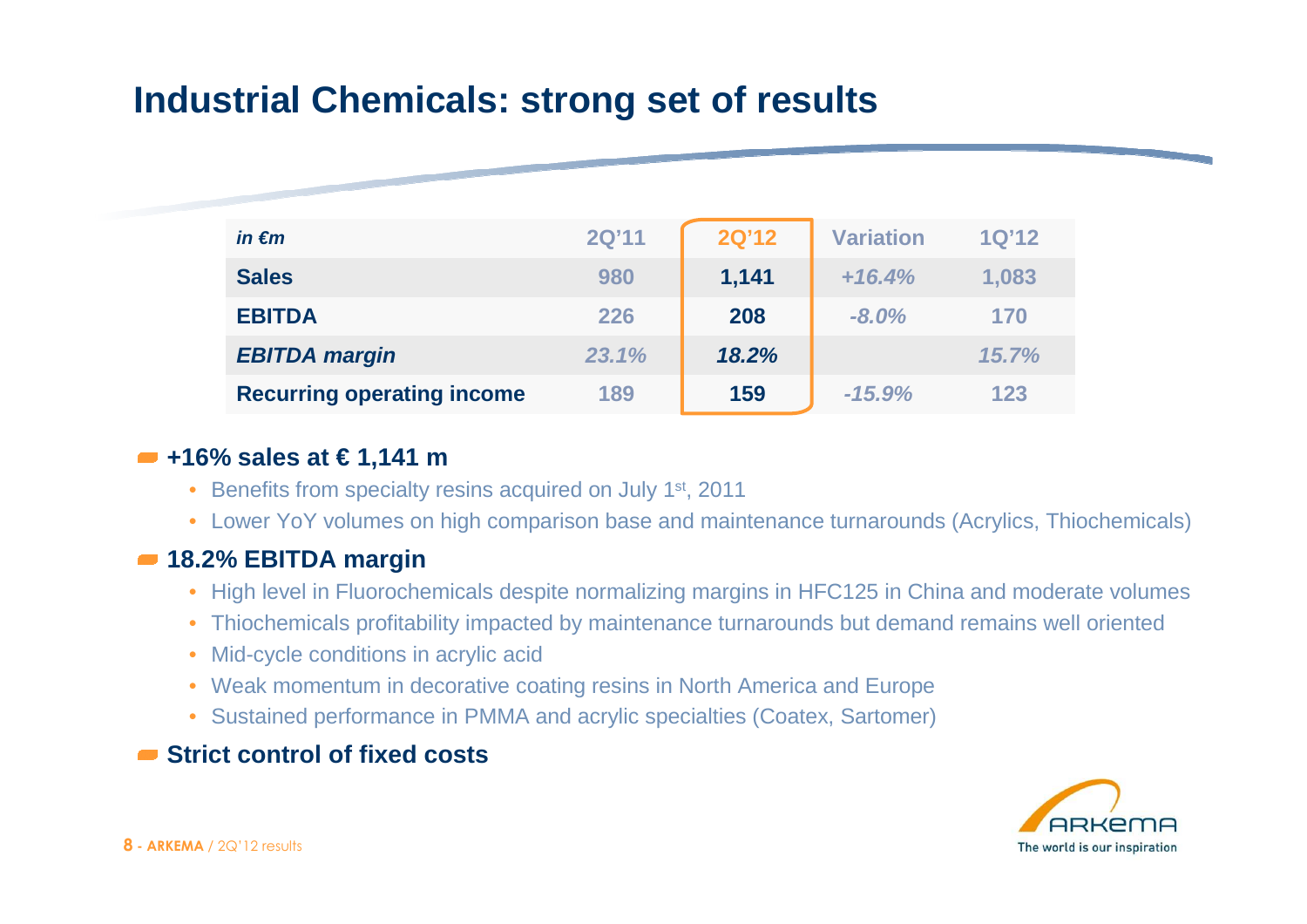# Industrial Chemicals: strong set of results

| *in €m* | 2Q'11 | 2Q'12 | Variation | 1Q'12 |
|---|---|---|---|---|
| **Sales** | 980 | **1,141** | *+16.4%* | 1,083 |
| **EBITDA** | 226 | **208** | *-8.0%* | 170 |
| ***EBITDA margin*** | *23.1%* | ***18.2%*** | | *15.7%* |
| **Recurring operating income** | 189 | **159** | *-15.9%* | 123 |

- **+16% sales at € 1,141 m**
  - Benefits from specialty resins acquired on July 1st, 2011
  - Lower YoY volumes on high comparison base and maintenance turnarounds (Acrylics, Thiochemicals)
- **18.2% EBITDA margin**
  - High level in Fluorochemicals despite normalizing margins in HFC125 in China and moderate volumes
  - Thiochemicals profitability impacted by maintenance turnarounds but demand remains well oriented
  - Mid-cycle conditions in acrylic acid
  - Weak momentum in decorative coating resins in North America and Europe
  - Sustained performance in PMMA and acrylic specialties (Coatex, Sartomer)
- **Strict control of fixed costs**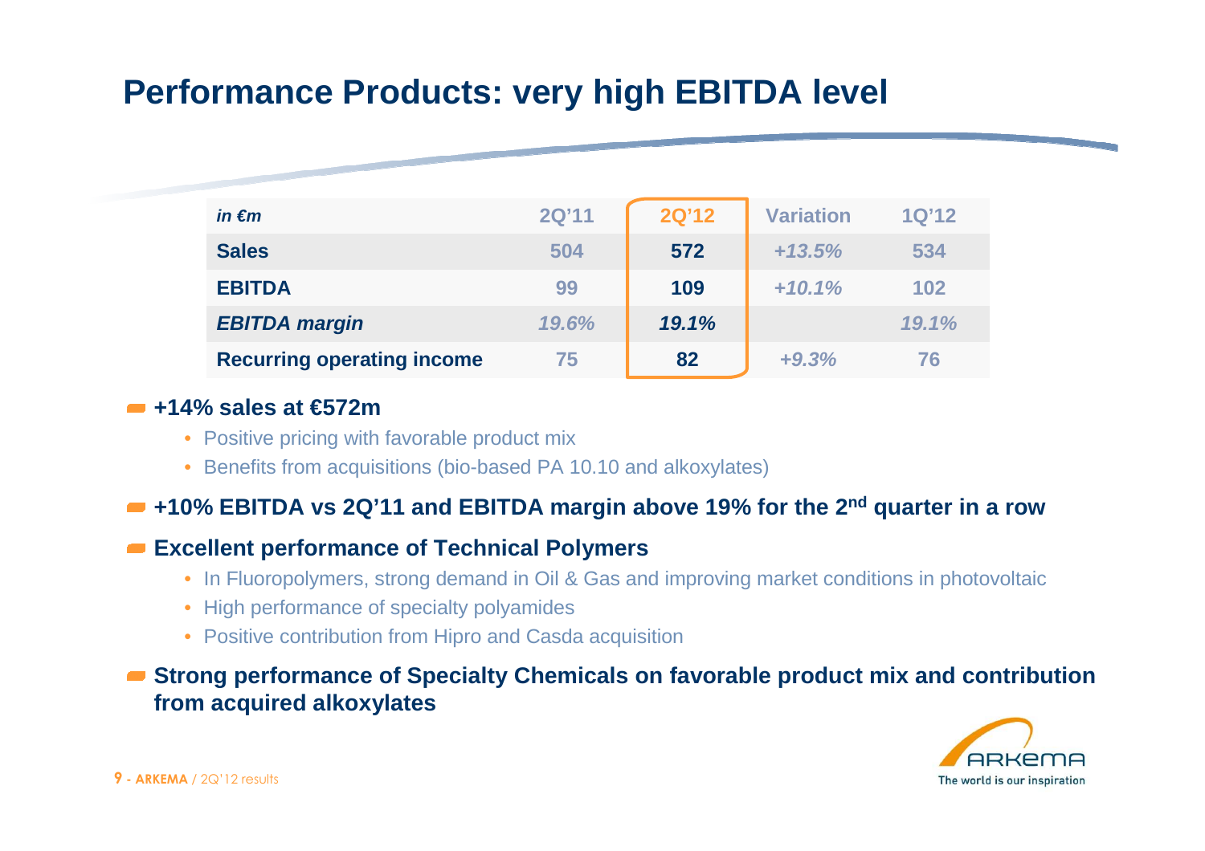# Performance Products: very high EBITDA level

| *in €m* | 2Q'11 | 2Q'12 | Variation | 1Q'12 |
|---|---|---|---|---|
| **Sales** | 504 | **572** | *+13.5%* | 534 |
| **EBITDA** | 99 | **109** | *+10.1%* | 102 |
| ***EBITDA margin*** | *19.6%* | ***19.1%*** | | *19.1%* |
| **Recurring operating income** | 75 | **82** | *+9.3%* | 76 |

- **+14% sales at €572m**
  - Positive pricing with favorable product mix
  - Benefits from acquisitions (bio-based PA 10.10 and alkoxylates)
- **+10% EBITDA vs 2Q'11 and EBITDA margin above 19% for the 2nd quarter in a row**
- **Excellent performance of Technical Polymers**
  - In Fluoropolymers, strong demand in Oil & Gas and improving market conditions in photovoltaic
  - High performance of specialty polyamides
  - Positive contribution from Hipro and Casda acquisition
- **Strong performance of Specialty Chemicals on favorable product mix and contribution from acquired alkoxylates**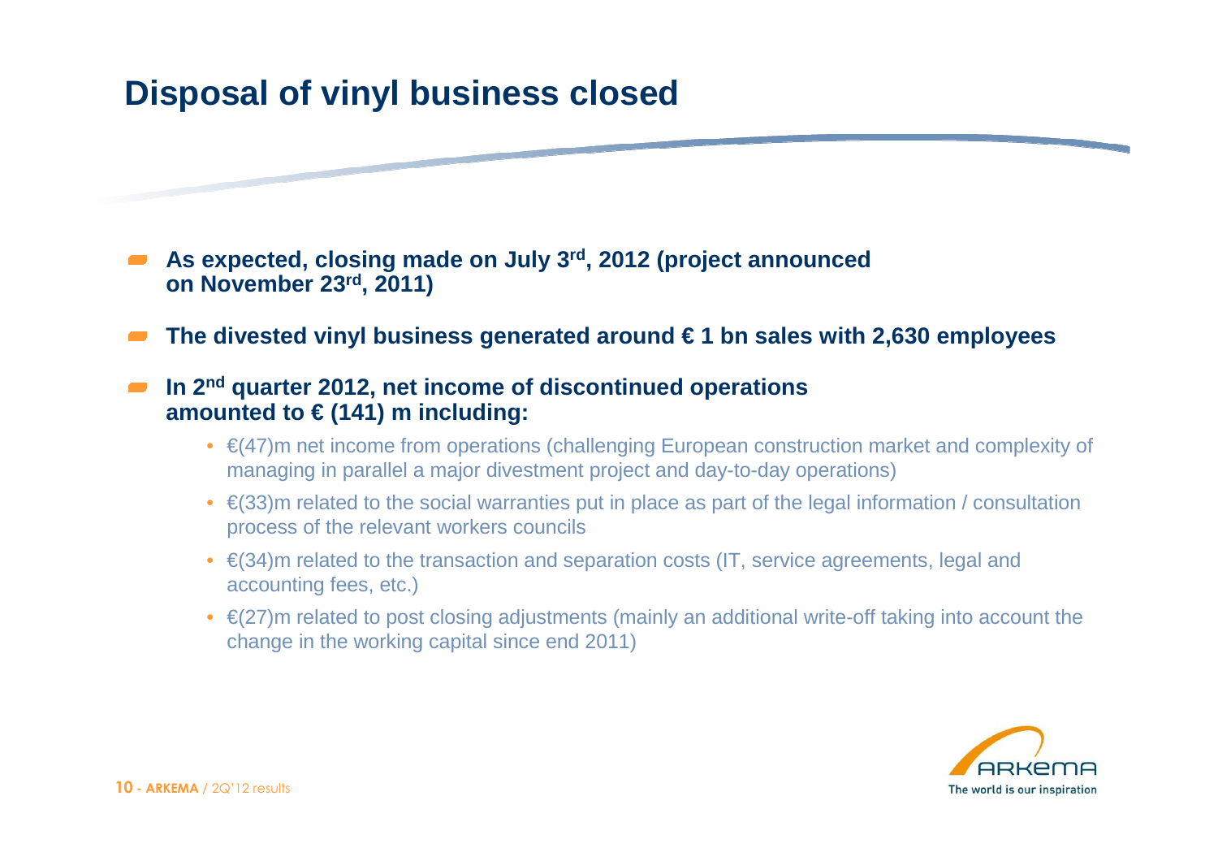# Disposal of vinyl business closed

- **As expected, closing made on July 3rd, 2012 (project announced on November 23rd, 2011)**
- **The divested vinyl business generated around € 1 bn sales with 2,630 employees**
- **In 2nd quarter 2012, net income of discontinued operations amounted to € (141) m including:**
  - €(47)m net income from operations (challenging European construction market and complexity of managing in parallel a major divestment project and day-to-day operations)
  - €(33)m related to the social warranties put in place as part of the legal information / consultation process of the relevant workers councils
  - €(34)m related to the transaction and separation costs (IT, service agreements, legal and accounting fees, etc.)
  - €(27)m related to post closing adjustments (mainly an additional write-off taking into account the change in the working capital since end 2011)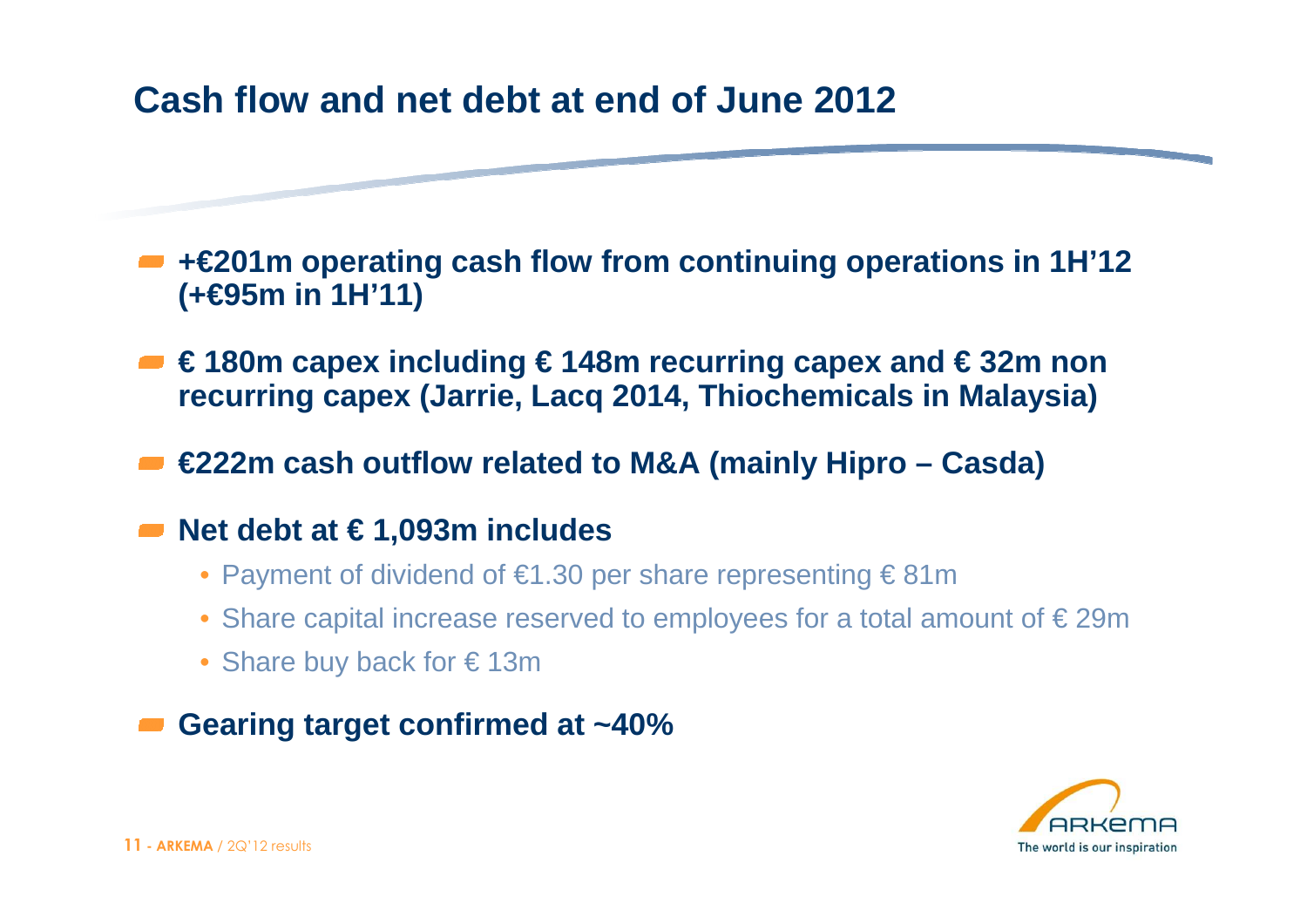# Cash flow and net debt at end of June 2012

- **+€201m operating cash flow from continuing operations in 1H'12 (+€95m in 1H'11)**
- **€ 180m capex including € 148m recurring capex and € 32m non recurring capex (Jarrie, Lacq 2014, Thiochemicals in Malaysia)**
- **€222m cash outflow related to M&A (mainly Hipro – Casda)**
- **Net debt at € 1,093m includes**
  - Payment of dividend of €1.30 per share representing € 81m
  - Share capital increase reserved to employees for a total amount of € 29m
  - Share buy back for € 13m
- **Gearing target confirmed at ~40%**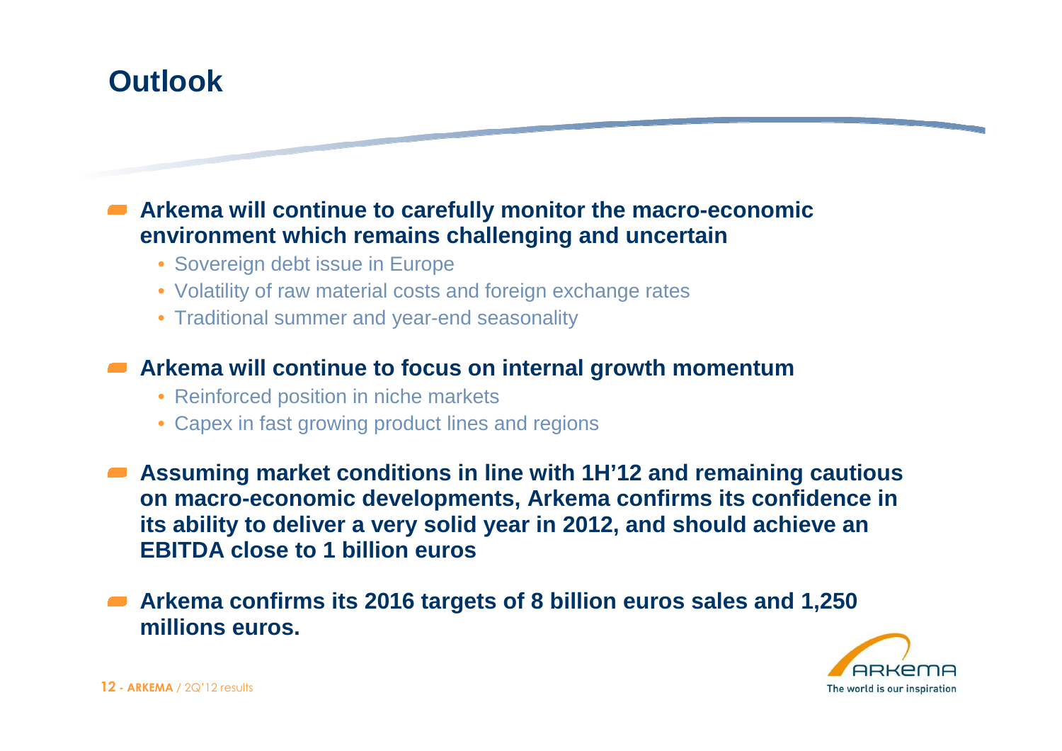# Outlook

- **Arkema will continue to carefully monitor the macro-economic environment which remains challenging and uncertain**
  - Sovereign debt issue in Europe
  - Volatility of raw material costs and foreign exchange rates
  - Traditional summer and year-end seasonality
- **Arkema will continue to focus on internal growth momentum**
  - Reinforced position in niche markets
  - Capex in fast growing product lines and regions
- **Assuming market conditions in line with 1H'12 and remaining cautious on macro-economic developments, Arkema confirms its confidence in its ability to deliver a very solid year in 2012, and should achieve an EBITDA close to 1 billion euros**
- **Arkema confirms its 2016 targets of 8 billion euros sales and 1,250 millions euros.**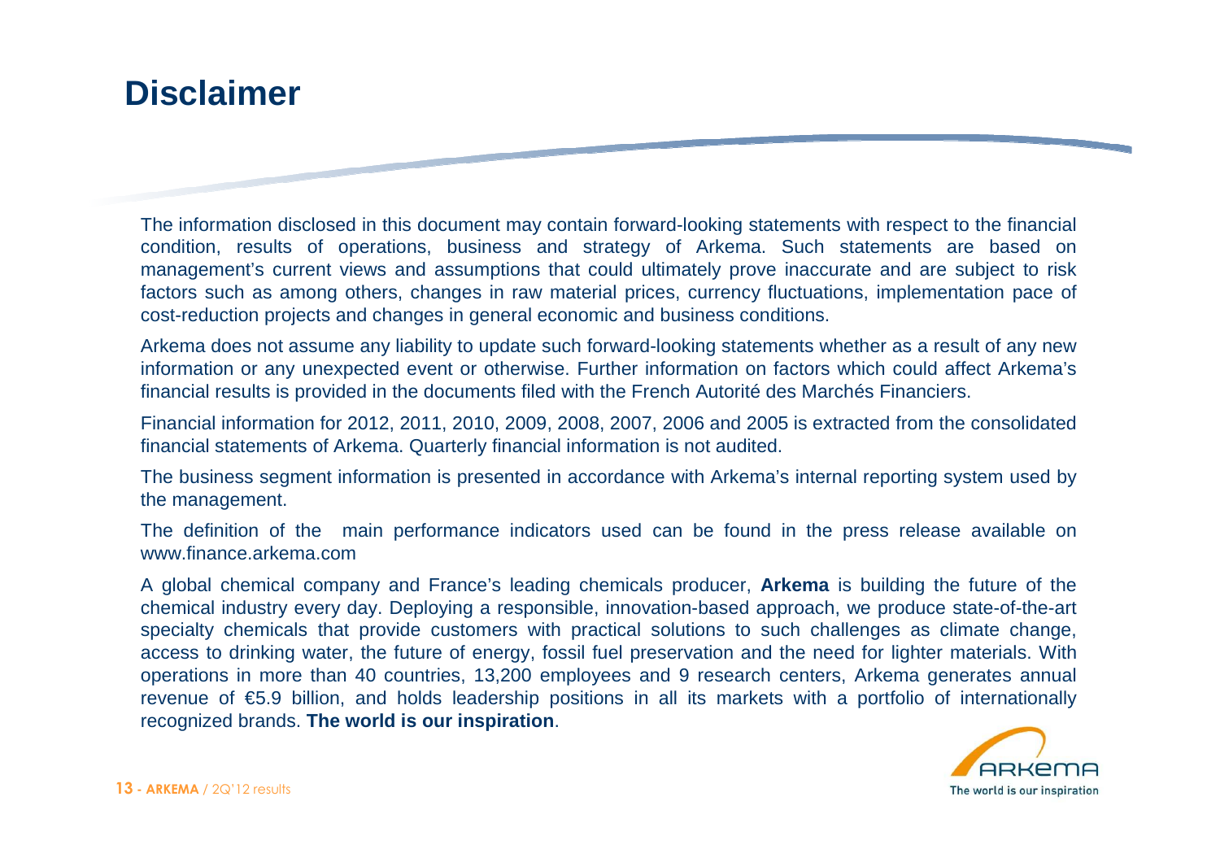# Disclaimer

The information disclosed in this document may contain forward-looking statements with respect to the financial condition, results of operations, business and strategy of Arkema. Such statements are based on management's current views and assumptions that could ultimately prove inaccurate and are subject to risk factors such as among others, changes in raw material prices, currency fluctuations, implementation pace of cost-reduction projects and changes in general economic and business conditions.

Arkema does not assume any liability to update such forward-looking statements whether as a result of any new information or any unexpected event or otherwise. Further information on factors which could affect Arkema's financial results is provided in the documents filed with the French Autorité des Marchés Financiers.

Financial information for 2012, 2011, 2010, 2009, 2008, 2007, 2006 and 2005 is extracted from the consolidated financial statements of Arkema. Quarterly financial information is not audited.

The business segment information is presented in accordance with Arkema's internal reporting system used by the management.

The definition of the main performance indicators used can be found in the press release available on www.finance.arkema.com

A global chemical company and France's leading chemicals producer, **Arkema** is building the future of the chemical industry every day. Deploying a responsible, innovation-based approach, we produce state-of-the-art specialty chemicals that provide customers with practical solutions to such challenges as climate change, access to drinking water, the future of energy, fossil fuel preservation and the need for lighter materials. With operations in more than 40 countries, 13,200 employees and 9 research centers, Arkema generates annual revenue of €5.9 billion, and holds leadership positions in all its markets with a portfolio of internationally recognized brands. **The world is our inspiration**.

ARKEMA
The world is our inspiration